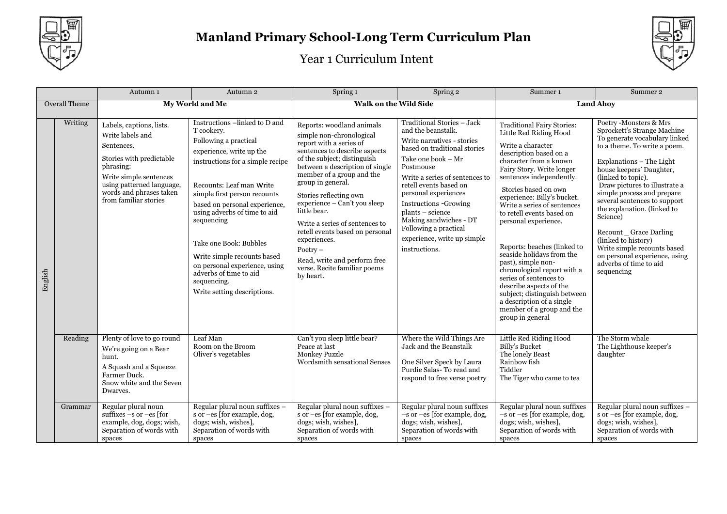# Manland Primary School-Long Term Curriculum Plan

## Year 1 Curriculum Intent

| | | Autumn 1 | Autumn 2 | Spring 1 | Spring 2 | Summer 1 | Summer 2 |
|---|---|---|---|---|---|---|---|
| Overall Theme | | **My World and Me** | | **Walk on the Wild Side** | | **Land Ahoy** | |
| English | Writing | Labels, captions, lists. Write labels and Sentences. Stories with predictable phrasing: Write simple sentences using patterned language, words and phrases taken from familiar stories | Instructions –linked to D and T cookery. Following a practical experience, write up the instructions for a simple recipe<br><br>Recounts: Leaf man Write simple first person recounts based on personal experience, using adverbs of time to aid sequencing<br><br>Take one Book: Bubbles<br>Write simple recounts based on personal experience, using adverbs of time to aid sequencing.<br>Write setting descriptions. | Reports: woodland animals simple non-chronological report with a series of sentences to describe aspects of the subject; distinguish between a description of single member of a group and the group in general.<br>Stories reflecting own experience – Can't you sleep little bear.<br>Write a series of sentences to retell events based on personal experiences.<br>Poetry –<br>Read, write and perform free verse. Recite familiar poems by heart. | Traditional Stories – Jack and the beanstalk.<br>Write narratives - stories based on traditional stories<br>Take one book – Mr Postmouse<br>Write a series of sentences to retell events based on personal experiences<br>Instructions -Growing plants – science<br>Making sandwiches - DT Following a practical experience, write up simple instructions. | Traditional Fairy Stories: Little Red Riding Hood<br>Write a character description based on a character from a known Fairy Story. Write longer sentences independently.<br>Stories based on own experience: Billy's bucket. Write a series of sentences to retell events based on personal experience.<br><br>Reports: beaches (linked to seaside holidays from the past), simple non-chronological report with a series of sentences to describe aspects of the subject; distinguish between a description of a single member of a group and the group in general | Poetry -Monsters & Mrs Sprockett's Strange Machine To generate vocabulary linked to a theme. To write a poem.<br><br>Explanations – The Light house keepers' Daughter, (linked to topic).<br>Draw pictures to illustrate a simple process and prepare several sentences to support the explanation. (linked to Science)<br><br>Recount _ Grace Darling (linked to history)<br>Write simple recounts based on personal experience, using adverbs of time to aid sequencing |
| | Reading | Plenty of love to go round<br>We're going on a Bear hunt.<br>A Squash and a Squeeze<br>Farmer Duck.<br>Snow white and the Seven Dwarves. | Leaf Man<br>Room on the Broom<br>Oliver's vegetables | Can't you sleep little bear?<br>Peace at last<br>Monkey Puzzle<br>Wordsmith sensational Senses | Where the Wild Things Are<br>Jack and the Beanstalk<br><br>One Silver Speck by Laura Purdie Salas- To read and respond to free verse poetry | Little Red Riding Hood<br>Billy's Bucket<br>The lonely Beast<br>Rainbow fish<br>Tiddler<br>The Tiger who came to tea | The Storm whale<br>The Lighthouse keeper's daughter |
| | Grammar | Regular plural noun suffixes –s or –es [for example, dog, dogs; wish, Separation of words with spaces | Regular plural noun suffixes – s or –es [for example, dog, dogs; wish, wishes], Separation of words with spaces | Regular plural noun suffixes – s or –es [for example, dog, dogs; wish, wishes], Separation of words with spaces | Regular plural noun suffixes –s or –es [for example, dog, dogs; wish, wishes], Separation of words with spaces | Regular plural noun suffixes –s or –es [for example, dog, dogs; wish, wishes], Separation of words with spaces | Regular plural noun suffixes – s or –es [for example, dog, dogs; wish, wishes], Separation of words with spaces |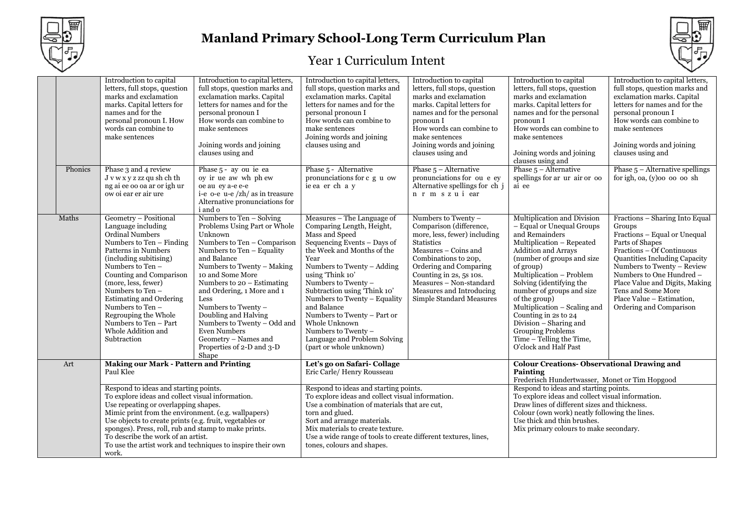# Manland Primary School-Long Term Curriculum Plan

## Year 1 Curriculum Intent

| | | | | | | | |
|---|---|---|---|---|---|---|---|
| | | Introduction to capital letters, full stops, question marks and exclamation marks. Capital letters for names and for the personal pronoun I. How words can combine to make sentences | Introduction to capital letters, full stops, question marks and exclamation marks. Capital letters for names and for the personal pronoun I<br>How words can combine to make sentences<br><br>Joining words and joining clauses using and | Introduction to capital letters, full stops, question marks and exclamation marks. Capital letters for names and for the personal pronoun I<br>How words can combine to make sentences<br>Joining words and joining clauses using and | Introduction to capital letters, full stops, question marks and exclamation marks. Capital letters for names and for the personal pronoun I<br>How words can combine to make sentences<br>Joining words and joining clauses using and | Introduction to capital letters, full stops, question marks and exclamation marks. Capital letters for names and for the personal pronoun I<br>How words can combine to make sentences<br><br>Joining words and joining clauses using and | Introduction to capital letters, full stops, question marks and exclamation marks. Capital letters for names and for the personal pronoun I<br>How words can combine to make sentences<br><br>Joining words and joining clauses using and |
| | Phonics | Phase 3 and 4 review<br>J v w x y z zz qu sh ch th ng ai ee oo oa ar or igh ur ow oi ear er air ure | Phase 5 - ay ou ie ea oy ir ue aw wh ph ew oe au ey a-e e-e i-e o-e u-e /zh/ as in treasure<br>Alternative pronunciations for i and o | Phase 5 - Alternative pronunciations for c g u ow ie ea er ch a y | Phase 5 – Alternative pronunciations for ou e ey<br>Alternative spellings for ch j n r m s z u i ear | Phase 5 – Alternative spellings for ar ur air or oo ai ee | Phase 5 – Alternative spellings for igh, oa, (y)oo oo oo sh |
| Maths | | Geometry – Positional Language including Ordinal Numbers<br>Numbers to Ten – Finding Patterns in Numbers (including subitising)<br>Numbers to Ten – Counting and Comparison (more, less, fewer)<br>Numbers to Ten – Estimating and Ordering<br>Numbers to Ten – Regrouping the Whole<br>Numbers to Ten – Part Whole Addition and Subtraction | Numbers to Ten – Solving Problems Using Part or Whole Unknown<br>Numbers to Ten – Comparison<br>Numbers to Ten – Equality and Balance<br>Numbers to Twenty – Making 10 and Some More<br>Numbers to 20 – Estimating and Ordering, 1 More and 1 Less<br>Numbers to Twenty – Doubling and Halving<br>Numbers to Twenty – Odd and Even Numbers<br>Geometry – Names and Properties of 2-D and 3-D Shape | Measures – The Language of Comparing Length, Height, Mass and Speed<br>Sequencing Events – Days of the Week and Months of the Year<br>Numbers to Twenty – Adding using 'Think 10'<br>Numbers to Twenty – Subtraction using 'Think 10'<br>Numbers to Twenty – Equality and Balance<br>Numbers to Twenty – Part or Whole Unknown<br>Numbers to Twenty – Language and Problem Solving (part or whole unknown) | Numbers to Twenty – Comparison (difference, more, less, fewer) including Statistics<br>Measures – Coins and Combinations to 20p, Ordering and Comparing<br>Counting in 2s, 5s 10s.<br>Measures – Non-standard Measures and Introducing Simple Standard Measures | Multiplication and Division – Equal or Unequal Groups and Remainders<br>Multiplication – Repeated Addition and Arrays (number of groups and size of group)<br>Multiplication – Problem Solving (identifying the number of groups and size of the group)<br>Multiplication – Scaling and Counting in 2s to 24<br>Division – Sharing and Grouping Problems<br>Time – Telling the Time, O'clock and Half Past | Fractions – Sharing Into Equal Groups<br>Fractions – Equal or Unequal Parts of Shapes<br>Fractions – Of Continuous Quantities Including Capacity<br>Numbers to Twenty – Review<br>Numbers to One Hundred – Place Value and Digits, Making Tens and Some More<br>Place Value – Estimation, Ordering and Comparison |
| Art | | **Making our Mark - Pattern and Printing**<br>Paul Klee<br><br>Respond to ideas and starting points.<br>To explore ideas and collect visual information.<br>Use repeating or overlapping shapes.<br>Mimic print from the environment. (e.g. wallpapers)<br>Use objects to create prints (e.g. fruit, vegetables or sponges). Press, roll, rub and stamp to make prints.<br>To describe the work of an artist.<br>To use the artist work and techniques to inspire their own work. | | **Let's go on Safari- Collage**<br>Eric Carle/ Henry Rousseau<br><br>Respond to ideas and starting points.<br>To explore ideas and collect visual information.<br>Use a combination of materials that are cut, torn and glued.<br>Sort and arrange materials.<br>Mix materials to create texture.<br>Use a wide range of tools to create different textures, lines, tones, colours and shapes. | | **Colour Creations- Observational Drawing and Painting**<br>Frederisch Hundertwasser, Monet or Tim Hopgood<br><br>Respond to ideas and starting points.<br>To explore ideas and collect visual information.<br>Draw lines of different sizes and thickness.<br>Colour (own work) neatly following the lines.<br>Use thick and thin brushes.<br>Mix primary colours to make secondary. | |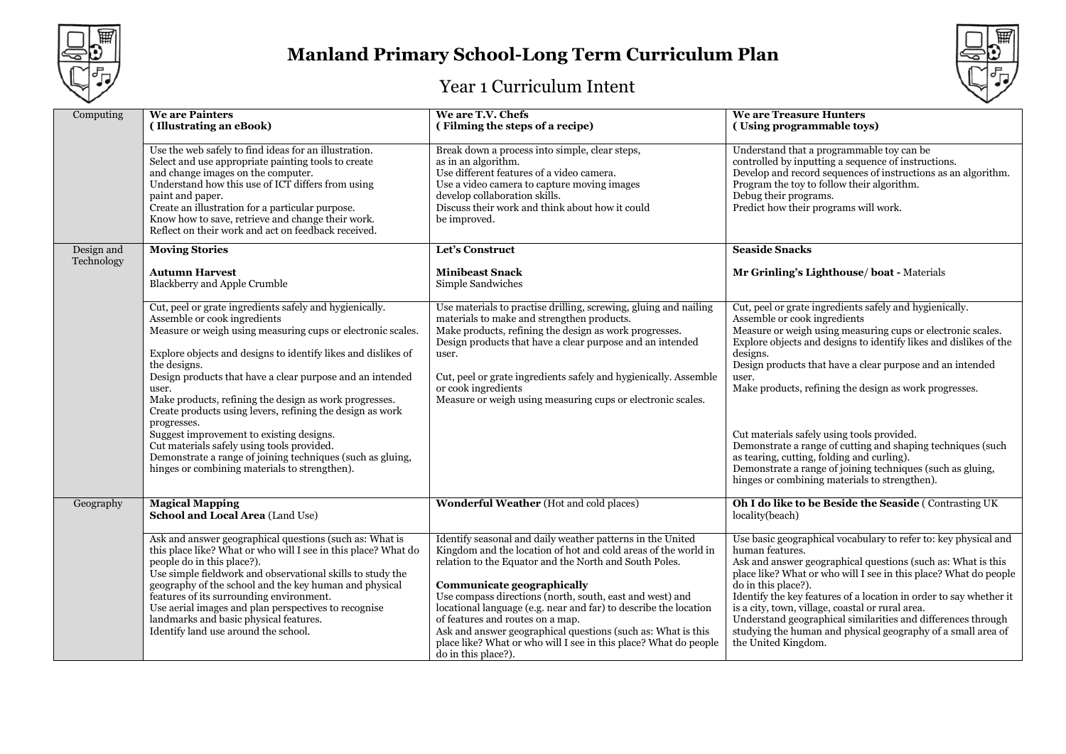# Manland Primary School-Long Term Curriculum Plan

## Year 1 Curriculum Intent

| | | | |
|---|---|---|---|
| Computing | **We are Painters**<br>**( Illustrating an eBook)** | **We are T.V. Chefs**<br>**( Filming the steps of a recipe)** | **We are Treasure Hunters**<br>**( Using programmable toys)** |
| | Use the web safely to find ideas for an illustration.<br>Select and use appropriate painting tools to create and change images on the computer.<br>Understand how this use of ICT differs from using paint and paper.<br>Create an illustration for a particular purpose.<br>Know how to save, retrieve and change their work.<br>Reflect on their work and act on feedback received. | Break down a process into simple, clear steps, as in an algorithm.<br>Use different features of a video camera.<br>Use a video camera to capture moving images develop collaboration skills.<br>Discuss their work and think about how it could be improved. | Understand that a programmable toy can be controlled by inputting a sequence of instructions.<br>Develop and record sequences of instructions as an algorithm.<br>Program the toy to follow their algorithm.<br>Debug their programs.<br>Predict how their programs will work. |
| Design and Technology | **Moving Stories**<br><br>**Autumn Harvest**<br>Blackberry and Apple Crumble | **Let's Construct**<br><br>**Minibeast Snack**<br>Simple Sandwiches | **Seaside Snacks**<br><br>**Mr Grinling's Lighthouse/ boat -** Materials |
| | Cut, peel or grate ingredients safely and hygienically.<br>Assemble or cook ingredients<br>Measure or weigh using measuring cups or electronic scales.<br><br>Explore objects and designs to identify likes and dislikes of the designs.<br>Design products that have a clear purpose and an intended user.<br>Make products, refining the design as work progresses.<br>Create products using levers, refining the design as work progresses.<br>Suggest improvement to existing designs.<br>Cut materials safely using tools provided.<br>Demonstrate a range of joining techniques (such as gluing, hinges or combining materials to strengthen). | Use materials to practise drilling, screwing, gluing and nailing materials to make and strengthen products.<br>Make products, refining the design as work progresses.<br>Design products that have a clear purpose and an intended user.<br><br>Cut, peel or grate ingredients safely and hygienically. Assemble or cook ingredients<br>Measure or weigh using measuring cups or electronic scales. | Cut, peel or grate ingredients safely and hygienically.<br>Assemble or cook ingredients<br>Measure or weigh using measuring cups or electronic scales.<br>Explore objects and designs to identify likes and dislikes of the designs.<br>Design products that have a clear purpose and an intended user.<br>Make products, refining the design as work progresses.<br><br>Cut materials safely using tools provided.<br>Demonstrate a range of cutting and shaping techniques (such as tearing, cutting, folding and curling).<br>Demonstrate a range of joining techniques (such as gluing, hinges or combining materials to strengthen). |
| Geography | **Magical Mapping**<br>**School and Local Area** (Land Use) | **Wonderful Weather** (Hot and cold places) | **Oh I do like to be Beside the Seaside** ( Contrasting UK locality(beach) |
| | Ask and answer geographical questions (such as: What is this place like? What or who will I see in this place? What do people do in this place?).<br>Use simple fieldwork and observational skills to study the geography of the school and the key human and physical features of its surrounding environment.<br>Use aerial images and plan perspectives to recognise landmarks and basic physical features.<br>Identify land use around the school. | Identify seasonal and daily weather patterns in the United Kingdom and the location of hot and cold areas of the world in relation to the Equator and the North and South Poles.<br><br>**Communicate geographically**<br>Use compass directions (north, south, east and west) and locational language (e.g. near and far) to describe the location of features and routes on a map.<br>Ask and answer geographical questions (such as: What is this place like? What or who will I see in this place? What do people do in this place?). | Use basic geographical vocabulary to refer to: key physical and human features.<br>Ask and answer geographical questions (such as: What is this place like? What or who will I see in this place? What do people do in this place?).<br>Identify the key features of a location in order to say whether it is a city, town, village, coastal or rural area.<br>Understand geographical similarities and differences through studying the human and physical geography of a small area of the United Kingdom. |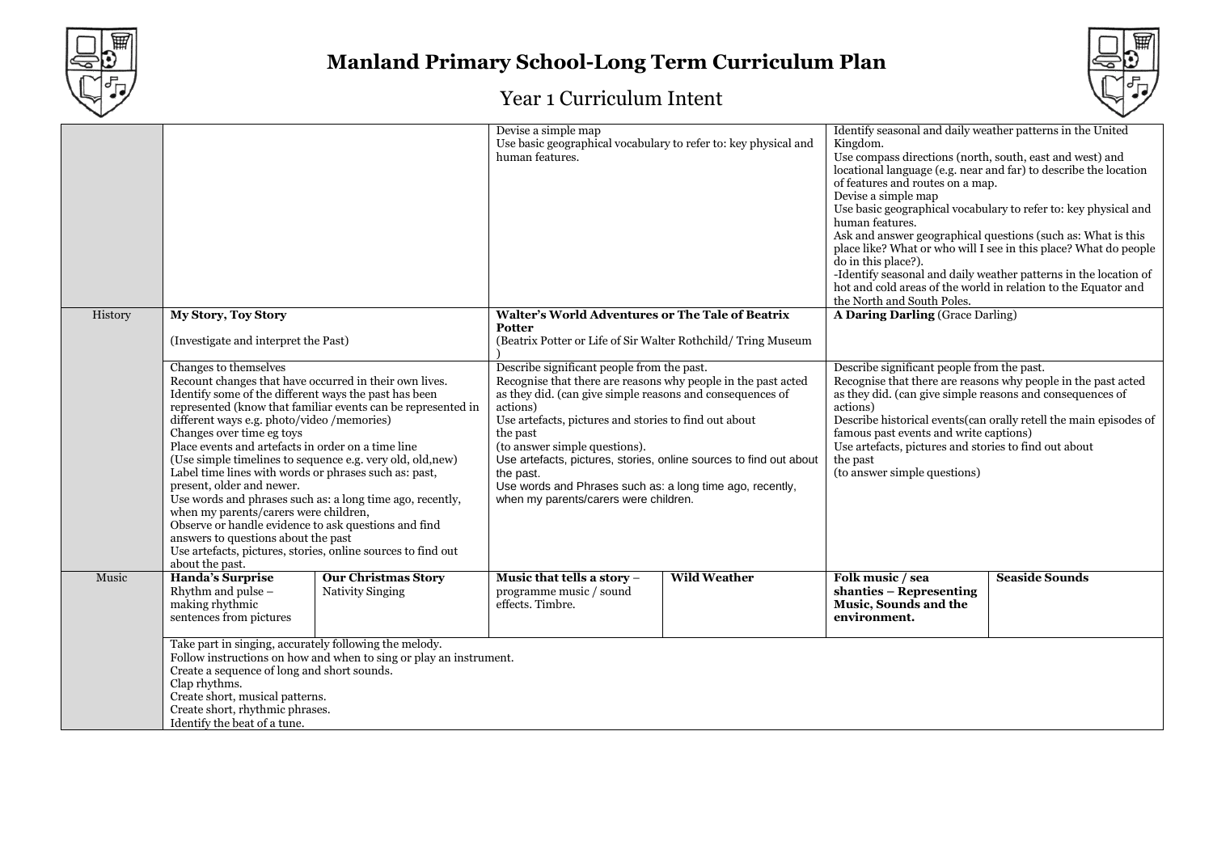# Manland Primary School-Long Term Curriculum Plan

## Year 1 Curriculum Intent

| | | | | | | |
|---|---|---|---|---|---|---|
| | | | Devise a simple map<br>Use basic geographical vocabulary to refer to: key physical and human features. | | Identify seasonal and daily weather patterns in the United Kingdom.<br>Use compass directions (north, south, east and west) and locational language (e.g. near and far) to describe the location of features and routes on a map.<br>Devise a simple map<br>Use basic geographical vocabulary to refer to: key physical and human features.<br>Ask and answer geographical questions (such as: What is this place like? What or who will I see in this place? What do people do in this place?).<br>-Identify seasonal and daily weather patterns in the location of hot and cold areas of the world in relation to the Equator and the North and South Poles. | |
| History | **My Story, Toy Story**<br><br>(Investigate and interpret the Past) | | **Walter's World Adventures or The Tale of Beatrix Potter**<br>(Beatrix Potter or Life of Sir Walter Rothschild/ Tring Museum ) | | **A Daring Darling** (Grace Darling) | |
| | Changes to themselves<br>Recount changes that have occurred in their own lives.<br>Identify some of the different ways the past has been represented (know that familiar events can be represented in different ways e.g. photo/video /memories)<br>Changes over time eg toys<br>Place events and artefacts in order on a time line<br>(Use simple timelines to sequence e.g. very old, old,new)<br>Label time lines with words or phrases such as: past, present, older and newer.<br>Use words and phrases such as: a long time ago, recently, when my parents/carers were children,<br>Observe or handle evidence to ask questions and find answers to questions about the past<br>Use artefacts, pictures, stories, online sources to find out about the past. | | Describe significant people from the past.<br>Recognise that there are reasons why people in the past acted as they did. (can give simple reasons and consequences of actions)<br>Use artefacts, pictures and stories to find out about the past<br>(to answer simple questions).<br>Use artefacts, pictures, stories, online sources to find out about the past.<br>Use words and Phrases such as: a long time ago, recently, when my parents/carers were children. | | Describe significant people from the past.<br>Recognise that there are reasons why people in the past acted as they did. (can give simple reasons and consequences of actions)<br>Describe historical events(can orally retell the main episodes of famous past events and write captions)<br>Use artefacts, pictures and stories to find out about the past<br>(to answer simple questions) | |
| Music | **Handa's Surprise**<br>Rhythm and pulse – making rhythmic sentences from pictures | **Our Christmas Story**<br>Nativity Singing | **Music that tells a story** – programme music / sound effects. Timbre. | **Wild Weather** | **Folk music / sea shanties – Representing Music, Sounds and the environment.** | **Seaside Sounds** |
| | Take part in singing, accurately following the melody.<br>Follow instructions on how and when to sing or play an instrument.<br>Create a sequence of long and short sounds.<br>Clap rhythms.<br>Create short, musical patterns.<br>Create short, rhythmic phrases.<br>Identify the beat of a tune. | | | | | |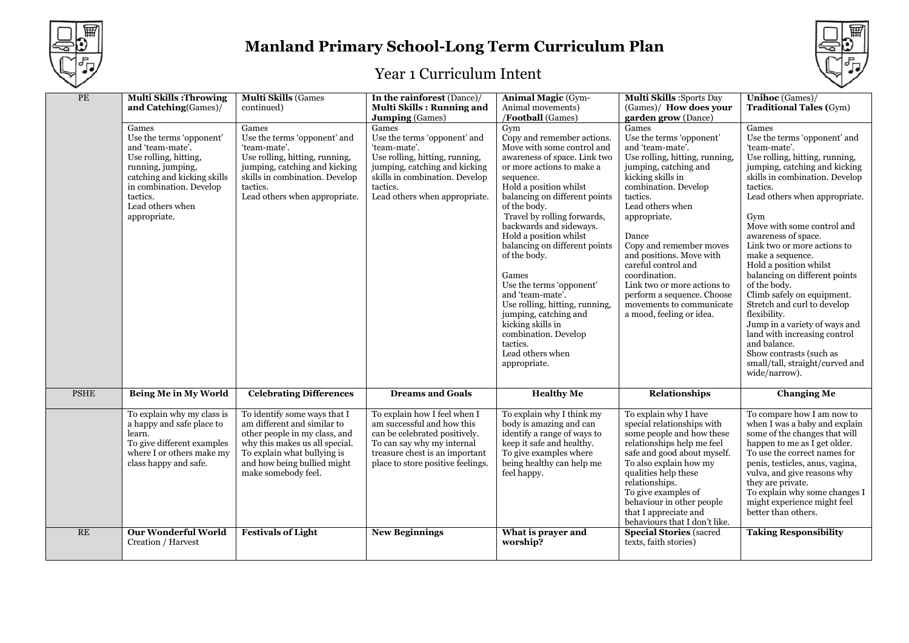# Manland Primary School-Long Term Curriculum Plan

## Year 1 Curriculum Intent

| | | | | | | |
|---|---|---|---|---|---|---|
| PE | **Multi Skills :Throwing and Catching**(Games)/ | **Multi Skills** (Games continued) | **In the rainforest** (Dance)/ **Multi Skills : Running and Jumping** (Games) | **Animal Magic** (Gym-Animal movements) /**Football** (Games) | **Multi Skills** :Sports Day (Games)/ **How does your garden grow** (Dance) | **Unihoc** (Games)/ **Traditional Tales (**Gym) |
| | Games<br>Use the terms 'opponent' and 'team-mate'.<br>Use rolling, hitting, running, jumping, catching and kicking skills in combination. Develop tactics.<br>Lead others when appropriate. | Games<br>Use the terms 'opponent' and 'team-mate'.<br>Use rolling, hitting, running, jumping, catching and kicking skills in combination. Develop tactics.<br>Lead others when appropriate. | Games<br>Use the terms 'opponent' and 'team-mate'.<br>Use rolling, hitting, running, jumping, catching and kicking skills in combination. Develop tactics.<br>Lead others when appropriate. | Gym<br>Copy and remember actions. Move with some control and awareness of space. Link two or more actions to make a sequence.<br>Hold a position whilst balancing on different points of the body.<br>Travel by rolling forwards, backwards and sideways.<br>Hold a position whilst balancing on different points of the body.<br><br>Games<br>Use the terms 'opponent' and 'team-mate'.<br>Use rolling, hitting, running, jumping, catching and kicking skills in combination. Develop tactics.<br>Lead others when appropriate. | Games<br>Use the terms 'opponent' and 'team-mate'.<br>Use rolling, hitting, running, jumping, catching and kicking skills in combination. Develop tactics.<br>Lead others when appropriate.<br><br>Dance<br>Copy and remember moves and positions. Move with careful control and coordination.<br>Link two or more actions to perform a sequence. Choose movements to communicate a mood, feeling or idea. | Games<br>Use the terms 'opponent' and 'team-mate'.<br>Use rolling, hitting, running, jumping, catching and kicking skills in combination. Develop tactics.<br>Lead others when appropriate.<br><br>Gym<br>Move with some control and awareness of space.<br>Link two or more actions to make a sequence.<br>Hold a position whilst balancing on different points of the body.<br>Climb safely on equipment.<br>Stretch and curl to develop flexibility.<br>Jump in a variety of ways and land with increasing control and balance.<br>Show contrasts (such as small/tall, straight/curved and wide/narrow). |
| PSHE | **Being Me in My World** | **Celebrating Differences** | **Dreams and Goals** | **Healthy Me** | **Relationships** | **Changing Me** |
| | To explain why my class is a happy and safe place to learn.<br>To give different examples where I or others make my class happy and safe. | To identify some ways that I am different and similar to other people in my class, and why this makes us all special.<br>To explain what bullying is and how being bullied might make somebody feel. | To explain how I feel when I am successful and how this can be celebrated positively.<br>To can say why my internal treasure chest is an important place to store positive feelings. | To explain why I think my body is amazing and can identify a range of ways to keep it safe and healthy.<br>To give examples where being healthy can help me feel happy. | To explain why I have special relationships with some people and how these relationships help me feel safe and good about myself.<br>To also explain how my qualities help these relationships.<br>To give examples of behaviour in other people that I appreciate and behaviours that I don't like. | To compare how I am now to when I was a baby and explain some of the changes that will happen to me as I get older.<br>To use the correct names for penis, testicles, anus, vagina, vulva, and give reasons why they are private.<br>To explain why some changes I might experience might feel better than others. |
| RE | **Our Wonderful World**<br>Creation / Harvest | **Festivals of Light** | **New Beginnings** | **What is prayer and worship?** | **Special Stories** (sacred texts, faith stories) | **Taking Responsibility** |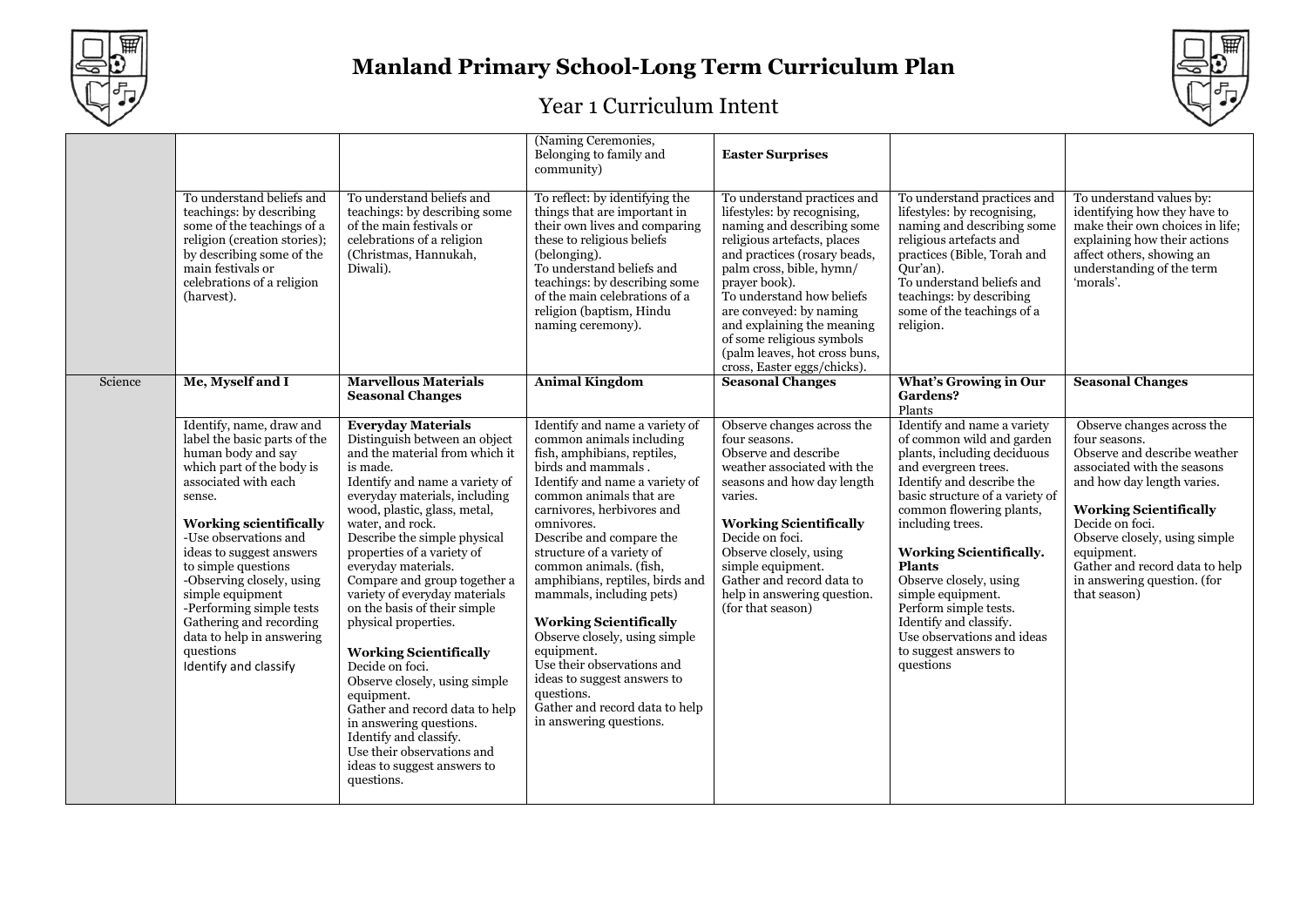# Manland Primary School-Long Term Curriculum Plan

## Year 1 Curriculum Intent

| | | | | | | |
|---|---|---|---|---|---|---|
| | | | (Naming Ceremonies, Belonging to family and community) | **Easter Surprises** | | |
| | To understand beliefs and teachings: by describing some of the teachings of a religion (creation stories); by describing some of the main festivals or celebrations of a religion (harvest). | To understand beliefs and teachings: by describing some of the main festivals or celebrations of a religion (Christmas, Hannukah, Diwali). | To reflect: by identifying the things that are important in their own lives and comparing these to religious beliefs (belonging).<br>To understand beliefs and teachings: by describing some of the main celebrations of a religion (baptism, Hindu naming ceremony). | To understand practices and lifestyles: by recognising, naming and describing some religious artefacts, places and practices (rosary beads, palm cross, bible, hymn/ prayer book).<br>To understand how beliefs are conveyed: by naming and explaining the meaning of some religious symbols (palm leaves, hot cross buns, cross, Easter eggs/chicks). | To understand practices and lifestyles: by recognising, naming and describing some religious artefacts and practices (Bible, Torah and Qur'an).<br>To understand beliefs and teachings: by describing some of the teachings of a religion. | To understand values by: identifying how they have to make their own choices in life; explaining how their actions affect others, showing an understanding of the term 'morals'. |
| Science | **Me, Myself and I** | **Marvellous Materials Seasonal Changes** | **Animal Kingdom** | **Seasonal Changes** | **What's Growing in Our Gardens?**<br>Plants | **Seasonal Changes** |
| | Identify, name, draw and label the basic parts of the human body and say which part of the body is associated with each sense.<br><br>**Working scientifically**<br>-Use observations and ideas to suggest answers to simple questions<br>-Observing closely, using simple equipment<br>-Performing simple tests<br>Gathering and recording data to help in answering questions<br>Identify and classify | **Everyday Materials**<br>Distinguish between an object and the material from which it is made.<br>Identify and name a variety of everyday materials, including wood, plastic, glass, metal, water, and rock.<br>Describe the simple physical properties of a variety of everyday materials.<br>Compare and group together a variety of everyday materials on the basis of their simple physical properties.<br><br>**Working Scientifically**<br>Decide on foci.<br>Observe closely, using simple equipment.<br>Gather and record data to help in answering questions.<br>Identify and classify.<br>Use their observations and ideas to suggest answers to questions. | Identify and name a variety of common animals including fish, amphibians, reptiles, birds and mammals .<br>Identify and name a variety of common animals that are carnivores, herbivores and omnivores.<br>Describe and compare the structure of a variety of common animals. (fish, amphibians, reptiles, birds and mammals, including pets)<br><br>**Working Scientifically**<br>Observe closely, using simple equipment.<br>Use their observations and ideas to suggest answers to questions.<br>Gather and record data to help in answering questions. | Observe changes across the four seasons.<br>Observe and describe weather associated with the seasons and how day length varies.<br><br>**Working Scientifically**<br>Decide on foci.<br>Observe closely, using simple equipment.<br>Gather and record data to help in answering question. (for that season) | Identify and name a variety of common wild and garden plants, including deciduous and evergreen trees.<br>Identify and describe the basic structure of a variety of common flowering plants, including trees.<br><br>**Working Scientifically. Plants**<br>Observe closely, using simple equipment.<br>Perform simple tests.<br>Identify and classify.<br>Use observations and ideas to suggest answers to questions | Observe changes across the four seasons.<br>Observe and describe weather associated with the seasons and how day length varies.<br><br>**Working Scientifically**<br>Decide on foci.<br>Observe closely, using simple equipment.<br>Gather and record data to help in answering question. (for that season) |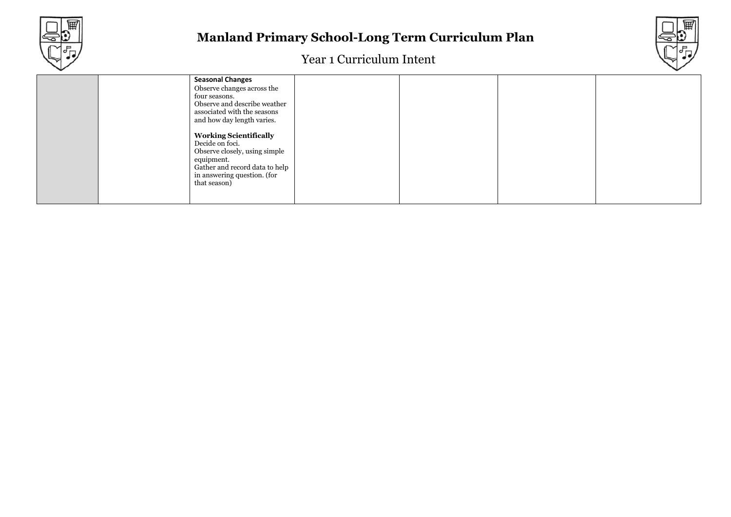# Manland Primary School-Long Term Curriculum Plan

## Year 1 Curriculum Intent

| | | | | | | |
|---|---|---|---|---|---|---|
| | | **Seasonal Changes**<br>Observe changes across the four seasons.<br>Observe and describe weather associated with the seasons and how day length varies.<br><br>**Working Scientifically**<br>Decide on foci.<br>Observe closely, using simple equipment.<br>Gather and record data to help in answering question. (for that season) | | | | |